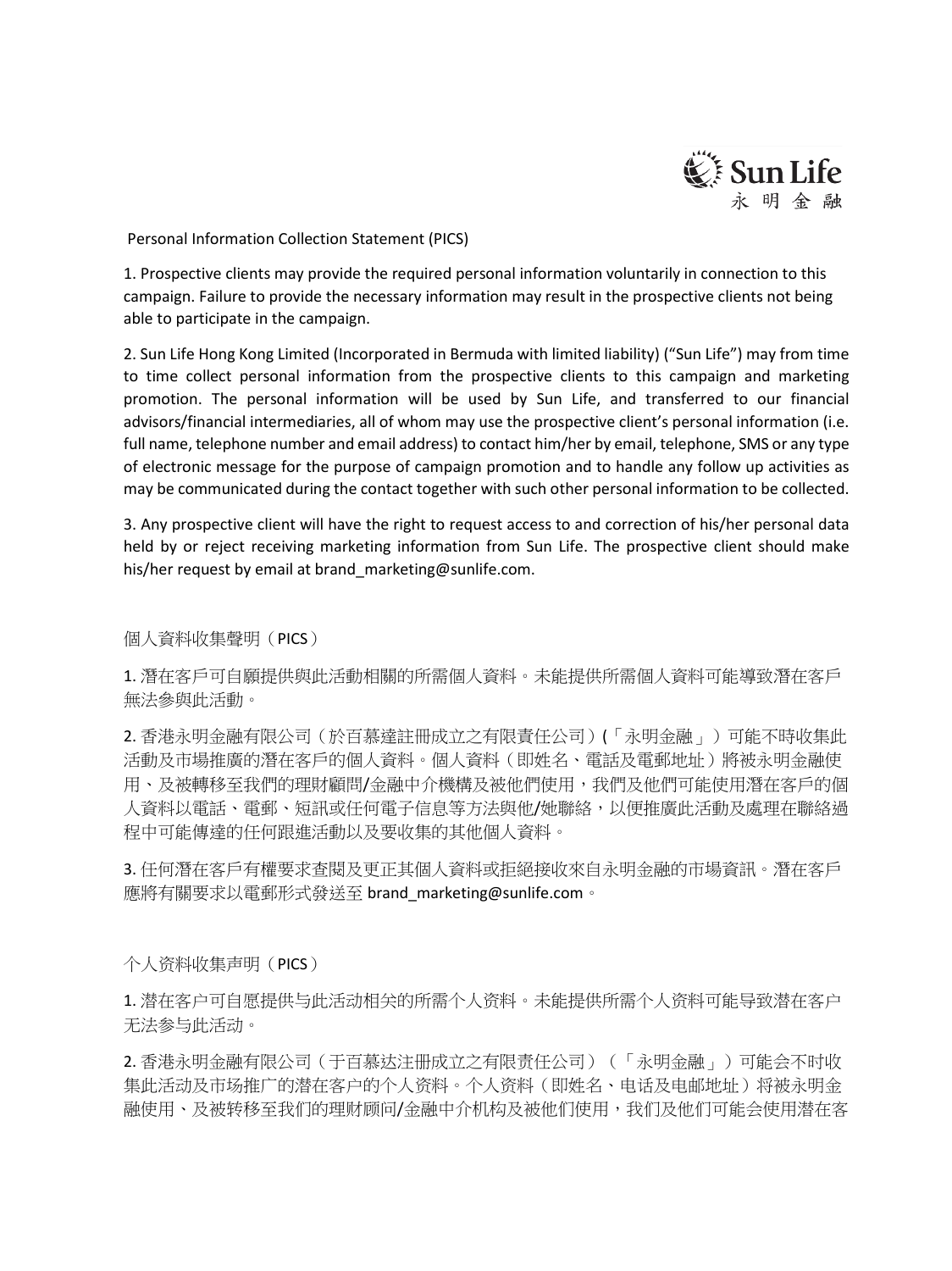Sun Life
永 明 金 融

Personal Information Collection Statement (PICS)

1. Prospective clients may provide the required personal information voluntarily in connection to this campaign. Failure to provide the necessary information may result in the prospective clients not being able to participate in the campaign.

2. Sun Life Hong Kong Limited (Incorporated in Bermuda with limited liability) ("Sun Life") may from time to time collect personal information from the prospective clients to this campaign and marketing promotion. The personal information will be used by Sun Life, and transferred to our financial advisors/financial intermediaries, all of whom may use the prospective client's personal information (i.e. full name, telephone number and email address) to contact him/her by email, telephone, SMS or any type of electronic message for the purpose of campaign promotion and to handle any follow up activities as may be communicated during the contact together with such other personal information to be collected.

3. Any prospective client will have the right to request access to and correction of his/her personal data held by or reject receiving marketing information from Sun Life. The prospective client should make his/her request by email at brand_marketing@sunlife.com.

個人資料收集聲明（PICS）

1. 潛在客戶可自願提供與此活動相關的所需個人資料。未能提供所需個人資料可能導致潛在客戶無法參與此活動。

2. 香港永明金融有限公司（於百慕達註冊成立之有限責任公司）(「永明金融」）可能不時收集此活動及市場推廣的潛在客戶的個人資料。個人資料（即姓名、電話及電郵地址）將被永明金融使用、及被轉移至我們的理財顧問/金融中介機構及被他們使用，我們及他們可能使用潛在客戶的個人資料以電話、電郵、短訊或任何電子信息等方法與他/她聯絡，以便推廣此活動及處理在聯絡過程中可能傳達的任何跟進活動以及要收集的其他個人資料。

3. 任何潛在客戶有權要求查閱及更正其個人資料或拒絕接收來自永明金融的市場資訊。潛在客戶應將有關要求以電郵形式發送至 brand_marketing@sunlife.com。

个人资料收集声明（PICS）

1. 潜在客户可自愿提供与此活动相关的所需个人资料。未能提供所需个人资料可能导致潜在客户无法参与此活动。

2. 香港永明金融有限公司（于百慕达注册成立之有限责任公司）（「永明金融」）可能会不时收集此活动及市场推广的潜在客户的个人资料。个人资料（即姓名、电话及电邮地址）将被永明金融使用、及被转移至我们的理财顾问/金融中介机构及被他们使用，我们及他们可能会使用潜在客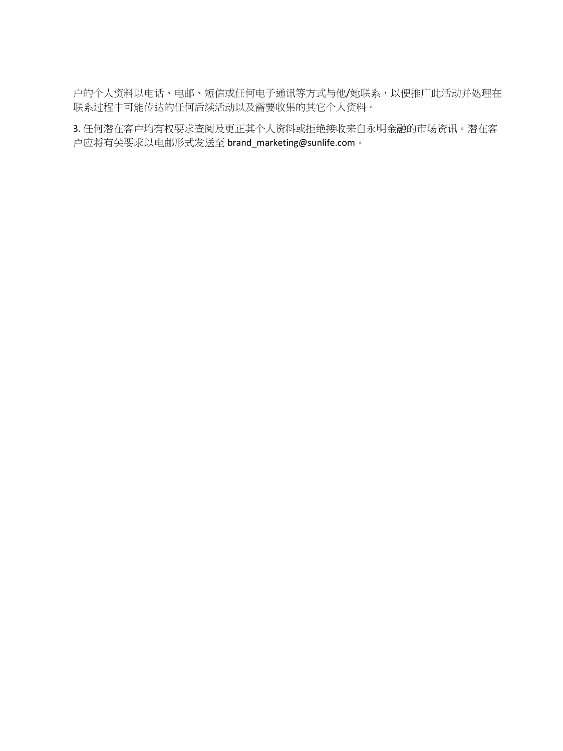户的个人资料以电话、电邮、短信或任何电子通讯等方式与他/她联系，以便推广此活动并处理在联系过程中可能传达的任何后续活动以及需要收集的其它个人资料。

3. 任何潜在客户均有权要求查阅及更正其个人资料或拒绝接收来自永明金融的市场资讯。潜在客户应将有关要求以电邮形式发送至 brand_marketing@sunlife.com。